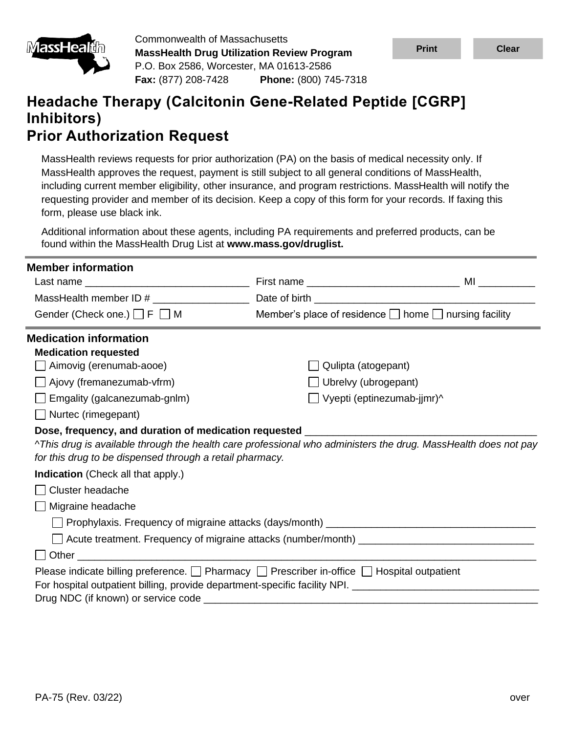Commonwealth of Massachusetts
**MassHealth Drug Utilization Review Program**
P.O. Box 2586, Worcester, MA 01613-2586
**Fax:** (877) 208-7428 **Phone:** (800) 745-7318

# Headache Therapy (Calcitonin Gene-Related Peptide [CGRP] Inhibitors)
# Prior Authorization Request

MassHealth reviews requests for prior authorization (PA) on the basis of medical necessity only. If MassHealth approves the request, payment is still subject to all general conditions of MassHealth, including current member eligibility, other insurance, and program restrictions. MassHealth will notify the requesting provider and member of its decision. Keep a copy of this form for your records. If faxing this form, please use black ink.

Additional information about these agents, including PA requirements and preferred products, can be found within the MassHealth Drug List at **www.mass.gov/druglist.**

## Member information

Last name ____________________________ First name __________________________ MI __________

MassHealth member ID # ________________ Date of birth ____________________________________

Gender (Check one.) ☐ F ☐ M Member's place of residence ☐ home ☐ nursing facility

## Medication information

### Medication requested

☐ Aimovig (erenumab-aooe)

☐ Ajovy (fremanezumab-vfrm)

☐ Emgality (galcanezumab-gnlm)

☐ Nurtec (rimegepant)

☐ Qulipta (atogepant)

☐ Ubrelvy (ubrogepant)

☐ Vyepti (eptinezumab-jjmr)^

**Dose, frequency, and duration of medication requested** ________________________________________

*^This drug is available through the health care professional who administers the drug. MassHealth does not pay for this drug to be dispensed through a retail pharmacy.*

**Indication** (Check all that apply.)

☐ Cluster headache

☐ Migraine headache

  ☐ Prophylaxis. Frequency of migraine attacks (days/month) ____________________________________

  ☐ Acute treatment. Frequency of migraine attacks (number/month) ______________________________

☐ Other ______________________________________________________________________________

Please indicate billing preference. ☐ Pharmacy ☐ Prescriber in-office ☐ Hospital outpatient

For hospital outpatient billing, provide department-specific facility NPI. ________________________________

Drug NDC (if known) or service code ___________________________________________________________

PA-75 (Rev. 03/22)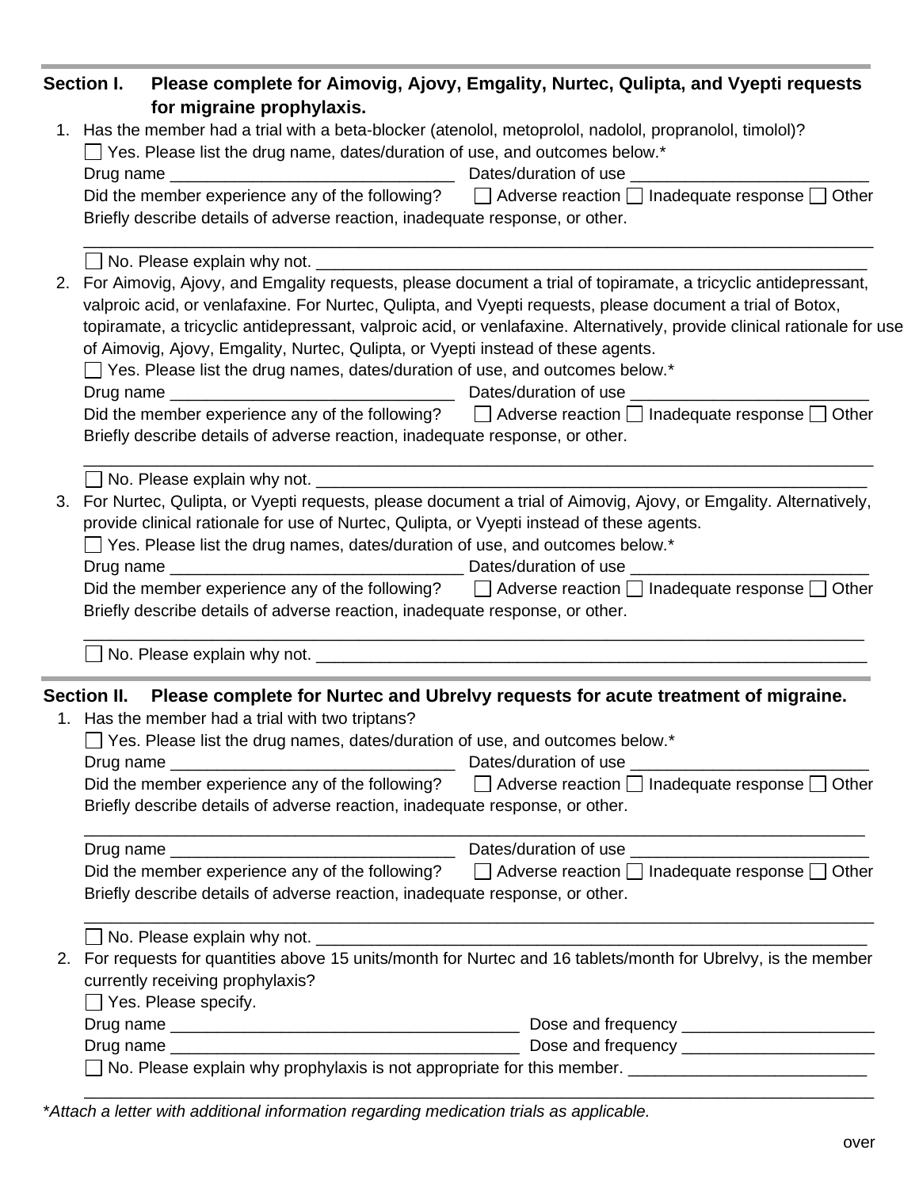## Section I. Please complete for Aimovig, Ajovy, Emgality, Nurtec, Qulipta, and Vyepti requests for migraine prophylaxis.

1. Has the member had a trial with a beta-blocker (atenolol, metoprolol, nadolol, propranolol, timolol)?

   ☐ Yes. Please list the drug name, dates/duration of use, and outcomes below.*

   Drug name ______________________________ Dates/duration of use ________________________

   Did the member experience any of the following? ☐ Adverse reaction ☐ Inadequate response ☐ Other

   Briefly describe details of adverse reaction, inadequate response, or other.

   ________________________________________________________________________________

   ☐ No. Please explain why not. ____________________________________________________

2. For Aimovig, Ajovy, and Emgality requests, please document a trial of topiramate, a tricyclic antidepressant, valproic acid, or venlafaxine. For Nurtec, Qulipta, and Vyepti requests, please document a trial of Botox, topiramate, a tricyclic antidepressant, valproic acid, or venlafaxine. Alternatively, provide clinical rationale for use of Aimovig, Ajovy, Emgality, Nurtec, Qulipta, or Vyepti instead of these agents.

   ☐ Yes. Please list the drug names, dates/duration of use, and outcomes below.*

   Drug name ______________________________ Dates/duration of use ________________________

   Did the member experience any of the following? ☐ Adverse reaction ☐ Inadequate response ☐ Other

   Briefly describe details of adverse reaction, inadequate response, or other.

   ________________________________________________________________________________

   ☐ No. Please explain why not. ____________________________________________________

3. For Nurtec, Qulipta, or Vyepti requests, please document a trial of Aimovig, Ajovy, or Emgality. Alternatively, provide clinical rationale for use of Nurtec, Qulipta, or Vyepti instead of these agents.

   ☐ Yes. Please list the drug names, dates/duration of use, and outcomes below.*

   Drug name ______________________________ Dates/duration of use ________________________

   Did the member experience any of the following? ☐ Adverse reaction ☐ Inadequate response ☐ Other

   Briefly describe details of adverse reaction, inadequate response, or other.

   ________________________________________________________________________________

   ☐ No. Please explain why not. ____________________________________________________

## Section II. Please complete for Nurtec and Ubrelvy requests for acute treatment of migraine.

1. Has the member had a trial with two triptans?

   ☐ Yes. Please list the drug names, dates/duration of use, and outcomes below.*

   Drug name ______________________________ Dates/duration of use ________________________

   Did the member experience any of the following? ☐ Adverse reaction ☐ Inadequate response ☐ Other

   Briefly describe details of adverse reaction, inadequate response, or other.

   ________________________________________________________________________________

   Drug name ______________________________ Dates/duration of use ________________________

   Did the member experience any of the following? ☐ Adverse reaction ☐ Inadequate response ☐ Other

   Briefly describe details of adverse reaction, inadequate response, or other.

   ________________________________________________________________________________

   ☐ No. Please explain why not. ____________________________________________________

2. For requests for quantities above 15 units/month for Nurtec and 16 tablets/month for Ubrelvy, is the member currently receiving prophylaxis?

   ☐ Yes. Please specify.

   Drug name ____________________________________ Dose and frequency ____________________

   Drug name ____________________________________ Dose and frequency ____________________

   ☐ No. Please explain why prophylaxis is not appropriate for this member. ________________________

   ________________________________________________________________________________

*Attach a letter with additional information regarding medication trials as applicable.*

over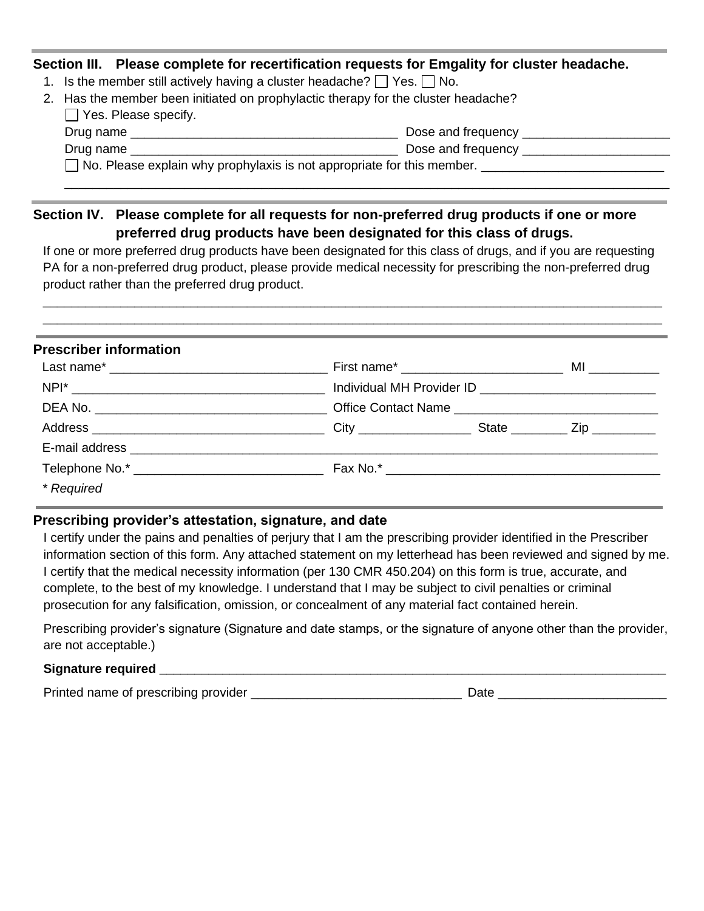## Section III. Please complete for recertification requests for Emgality for cluster headache.

1. Is the member still actively having a cluster headache? ☐ Yes. ☐ No.
2. Has the member been initiated on prophylactic therapy for the cluster headache?

   ☐ Yes. Please specify.

   Drug name ______________________________________ Dose and frequency ____________________

   Drug name ______________________________________ Dose and frequency ____________________

   ☐ No. Please explain why prophylaxis is not appropriate for this member. __________________________

   ________________________________________________________________________________________

## Section IV. Please complete for all requests for non-preferred drug products if one or more preferred drug products have been designated for this class of drugs.

If one or more preferred drug products have been designated for this class of drugs, and if you are requesting PA for a non-preferred drug product, please provide medical necessity for prescribing the non-preferred drug product rather than the preferred drug product.

________________________________________________________________________________________

________________________________________________________________________________________

### Prescriber information

Last name* _______________________________ First name* _______________________ MI __________

NPI* ___________________________________ Individual MH Provider ID _________________________

DEA No. ________________________________ Office Contact Name ____________________________

Address ________________________________ City ________________ State ________ Zip _________

E-mail address ___________________________________________________________________________

Telephone No.* ___________________________ Fax No.* _______________________________________

*\* Required*

### Prescribing provider's attestation, signature, and date

I certify under the pains and penalties of perjury that I am the prescribing provider identified in the Prescriber information section of this form. Any attached statement on my letterhead has been reviewed and signed by me. I certify that the medical necessity information (per 130 CMR 450.204) on this form is true, accurate, and complete, to the best of my knowledge. I understand that I may be subject to civil penalties or criminal prosecution for any falsification, omission, or concealment of any material fact contained herein.

Prescribing provider's signature (Signature and date stamps, or the signature of anyone other than the provider, are not acceptable.)

**Signature required** ___________________________________________________________________________

Printed name of prescribing provider ______________________________ Date ________________________